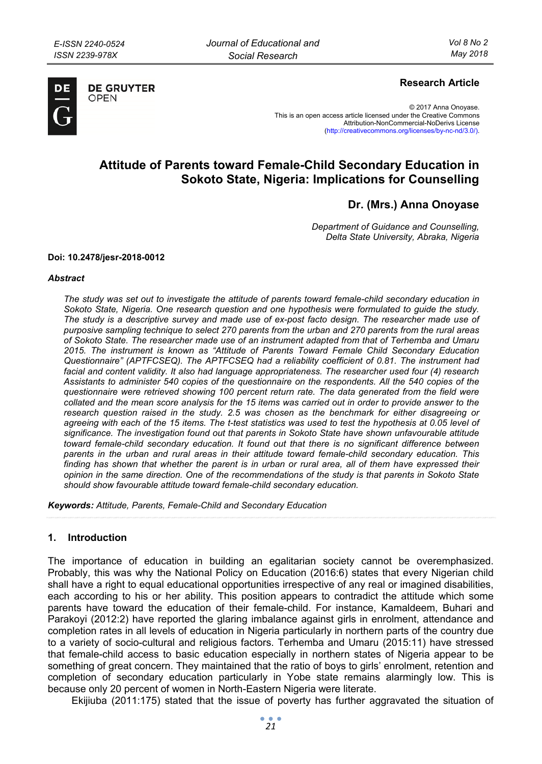Research Article

© 2017 Anna Onoyase.
This is an open access article licensed under the Creative Commons Attribution-NonCommercial-NoDerivs License (http://creativecommons.org/licenses/by-nc-nd/3.0/).

# Attitude of Parents toward Female-Child Secondary Education in Sokoto State, Nigeria: Implications for Counselling

## Dr. (Mrs.) Anna Onoyase

*Department of Guidance and Counselling, Delta State University, Abraka, Nigeria*

**Doi: 10.2478/jesr-2018-0012**

***Abstract***

*The study was set out to investigate the attitude of parents toward female-child secondary education in Sokoto State, Nigeria. One research question and one hypothesis were formulated to guide the study. The study is a descriptive survey and made use of ex-post facto design. The researcher made use of purposive sampling technique to select 270 parents from the urban and 270 parents from the rural areas of Sokoto State. The researcher made use of an instrument adapted from that of Terhemba and Umaru 2015. The instrument is known as "Attitude of Parents Toward Female Child Secondary Education Questionnaire" (APTFCSEQ). The APTFCSEQ had a reliability coefficient of 0.81. The instrument had facial and content validity. It also had language appropriateness. The researcher used four (4) research Assistants to administer 540 copies of the questionnaire on the respondents. All the 540 copies of the questionnaire were retrieved showing 100 percent return rate. The data generated from the field were collated and the mean score analysis for the 15 items was carried out in order to provide answer to the research question raised in the study. 2.5 was chosen as the benchmark for either disagreeing or agreeing with each of the 15 items. The t-test statistics was used to test the hypothesis at 0.05 level of significance. The investigation found out that parents in Sokoto State have shown unfavourable attitude toward female-child secondary education. It found out that there is no significant difference between parents in the urban and rural areas in their attitude toward female-child secondary education. This finding has shown that whether the parent is in urban or rural area, all of them have expressed their opinion in the same direction. One of the recommendations of the study is that parents in Sokoto State should show favourable attitude toward female-child secondary education.*

***Keywords:*** *Attitude, Parents, Female-Child and Secondary Education*

## 1. Introduction

The importance of education in building an egalitarian society cannot be overemphasized. Probably, this was why the National Policy on Education (2016:6) states that every Nigerian child shall have a right to equal educational opportunities irrespective of any real or imagined disabilities, each according to his or her ability. This position appears to contradict the attitude which some parents have toward the education of their female-child. For instance, Kamaldeem, Buhari and Parakoyi (2012:2) have reported the glaring imbalance against girls in enrolment, attendance and completion rates in all levels of education in Nigeria particularly in northern parts of the country due to a variety of socio-cultural and religious factors. Terhemba and Umaru (2015:11) have stressed that female-child access to basic education especially in northern states of Nigeria appear to be something of great concern. They maintained that the ratio of boys to girls' enrolment, retention and completion of secondary education particularly in Yobe state remains alarmingly low. This is because only 20 percent of women in North-Eastern Nigeria were literate.

Ekijiuba (2011:175) stated that the issue of poverty has further aggravated the situation of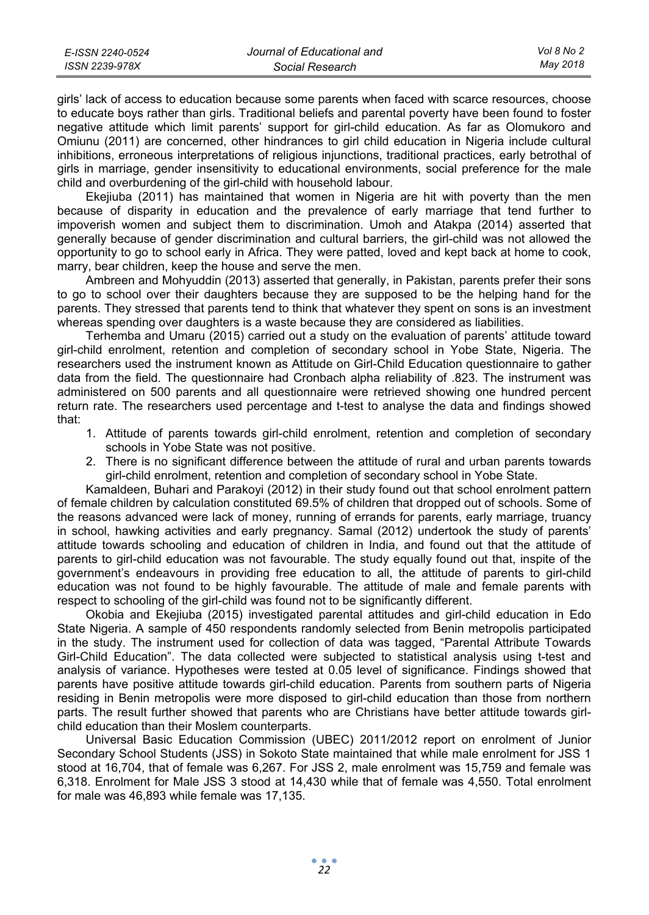girls' lack of access to education because some parents when faced with scarce resources, choose to educate boys rather than girls. Traditional beliefs and parental poverty have been found to foster negative attitude which limit parents' support for girl-child education. As far as Olomukoro and Omiunu (2011) are concerned, other hindrances to girl child education in Nigeria include cultural inhibitions, erroneous interpretations of religious injunctions, traditional practices, early betrothal of girls in marriage, gender insensitivity to educational environments, social preference for the male child and overburdening of the girl-child with household labour.

Ekejiuba (2011) has maintained that women in Nigeria are hit with poverty than the men because of disparity in education and the prevalence of early marriage that tend further to impoverish women and subject them to discrimination. Umoh and Atakpa (2014) asserted that generally because of gender discrimination and cultural barriers, the girl-child was not allowed the opportunity to go to school early in Africa. They were patted, loved and kept back at home to cook, marry, bear children, keep the house and serve the men.

Ambreen and Mohyuddin (2013) asserted that generally, in Pakistan, parents prefer their sons to go to school over their daughters because they are supposed to be the helping hand for the parents. They stressed that parents tend to think that whatever they spent on sons is an investment whereas spending over daughters is a waste because they are considered as liabilities.

Terhemba and Umaru (2015) carried out a study on the evaluation of parents' attitude toward girl-child enrolment, retention and completion of secondary school in Yobe State, Nigeria. The researchers used the instrument known as Attitude on Girl-Child Education questionnaire to gather data from the field. The questionnaire had Cronbach alpha reliability of .823. The instrument was administered on 500 parents and all questionnaire were retrieved showing one hundred percent return rate. The researchers used percentage and t-test to analyse the data and findings showed that:

1. Attitude of parents towards girl-child enrolment, retention and completion of secondary schools in Yobe State was not positive.
2. There is no significant difference between the attitude of rural and urban parents towards girl-child enrolment, retention and completion of secondary school in Yobe State.

Kamaldeen, Buhari and Parakoyi (2012) in their study found out that school enrolment pattern of female children by calculation constituted 69.5% of children that dropped out of schools. Some of the reasons advanced were lack of money, running of errands for parents, early marriage, truancy in school, hawking activities and early pregnancy. Samal (2012) undertook the study of parents' attitude towards schooling and education of children in India, and found out that the attitude of parents to girl-child education was not favourable. The study equally found out that, inspite of the government's endeavours in providing free education to all, the attitude of parents to girl-child education was not found to be highly favourable. The attitude of male and female parents with respect to schooling of the girl-child was found not to be significantly different.

Okobia and Ekejiuba (2015) investigated parental attitudes and girl-child education in Edo State Nigeria. A sample of 450 respondents randomly selected from Benin metropolis participated in the study. The instrument used for collection of data was tagged, "Parental Attribute Towards Girl-Child Education". The data collected were subjected to statistical analysis using t-test and analysis of variance. Hypotheses were tested at 0.05 level of significance. Findings showed that parents have positive attitude towards girl-child education. Parents from southern parts of Nigeria residing in Benin metropolis were more disposed to girl-child education than those from northern parts. The result further showed that parents who are Christians have better attitude towards girl-child education than their Moslem counterparts.

Universal Basic Education Commission (UBEC) 2011/2012 report on enrolment of Junior Secondary School Students (JSS) in Sokoto State maintained that while male enrolment for JSS 1 stood at 16,704, that of female was 6,267. For JSS 2, male enrolment was 15,759 and female was 6,318. Enrolment for Male JSS 3 stood at 14,430 while that of female was 4,550. Total enrolment for male was 46,893 while female was 17,135.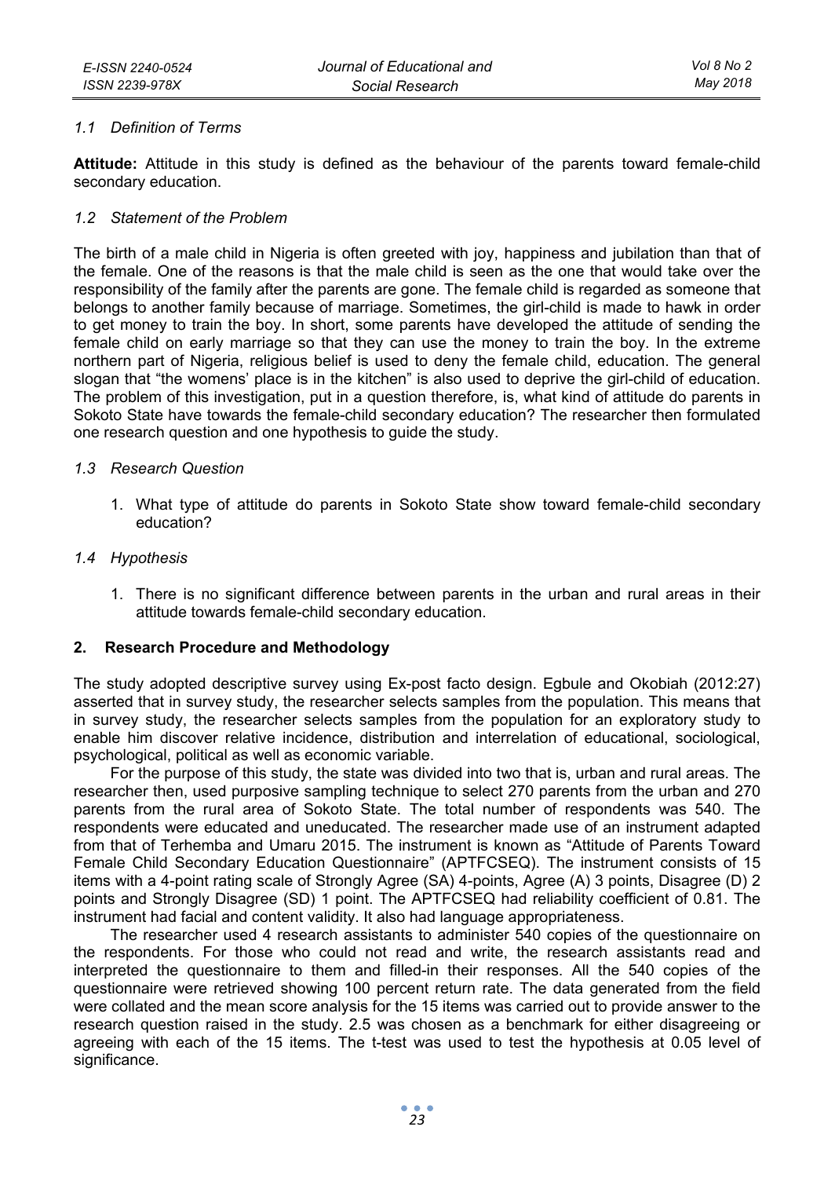### *1.1 Definition of Terms*

**Attitude:** Attitude in this study is defined as the behaviour of the parents toward female-child secondary education.

### *1.2 Statement of the Problem*

The birth of a male child in Nigeria is often greeted with joy, happiness and jubilation than that of the female. One of the reasons is that the male child is seen as the one that would take over the responsibility of the family after the parents are gone. The female child is regarded as someone that belongs to another family because of marriage. Sometimes, the girl-child is made to hawk in order to get money to train the boy. In short, some parents have developed the attitude of sending the female child on early marriage so that they can use the money to train the boy. In the extreme northern part of Nigeria, religious belief is used to deny the female child, education. The general slogan that "the womens' place is in the kitchen" is also used to deprive the girl-child of education. The problem of this investigation, put in a question therefore, is, what kind of attitude do parents in Sokoto State have towards the female-child secondary education? The researcher then formulated one research question and one hypothesis to guide the study.

### *1.3 Research Question*

1. What type of attitude do parents in Sokoto State show toward female-child secondary education?

### *1.4 Hypothesis*

1. There is no significant difference between parents in the urban and rural areas in their attitude towards female-child secondary education.

## 2. Research Procedure and Methodology

The study adopted descriptive survey using Ex-post facto design. Egbule and Okobiah (2012:27) asserted that in survey study, the researcher selects samples from the population. This means that in survey study, the researcher selects samples from the population for an exploratory study to enable him discover relative incidence, distribution and interrelation of educational, sociological, psychological, political as well as economic variable.

For the purpose of this study, the state was divided into two that is, urban and rural areas. The researcher then, used purposive sampling technique to select 270 parents from the urban and 270 parents from the rural area of Sokoto State. The total number of respondents was 540. The respondents were educated and uneducated. The researcher made use of an instrument adapted from that of Terhemba and Umaru 2015. The instrument is known as "Attitude of Parents Toward Female Child Secondary Education Questionnaire" (APTFCSEQ). The instrument consists of 15 items with a 4-point rating scale of Strongly Agree (SA) 4-points, Agree (A) 3 points, Disagree (D) 2 points and Strongly Disagree (SD) 1 point. The APTFCSEQ had reliability coefficient of 0.81. The instrument had facial and content validity. It also had language appropriateness.

The researcher used 4 research assistants to administer 540 copies of the questionnaire on the respondents. For those who could not read and write, the research assistants read and interpreted the questionnaire to them and filled-in their responses. All the 540 copies of the questionnaire were retrieved showing 100 percent return rate. The data generated from the field were collated and the mean score analysis for the 15 items was carried out to provide answer to the research question raised in the study. 2.5 was chosen as a benchmark for either disagreeing or agreeing with each of the 15 items. The t-test was used to test the hypothesis at 0.05 level of significance.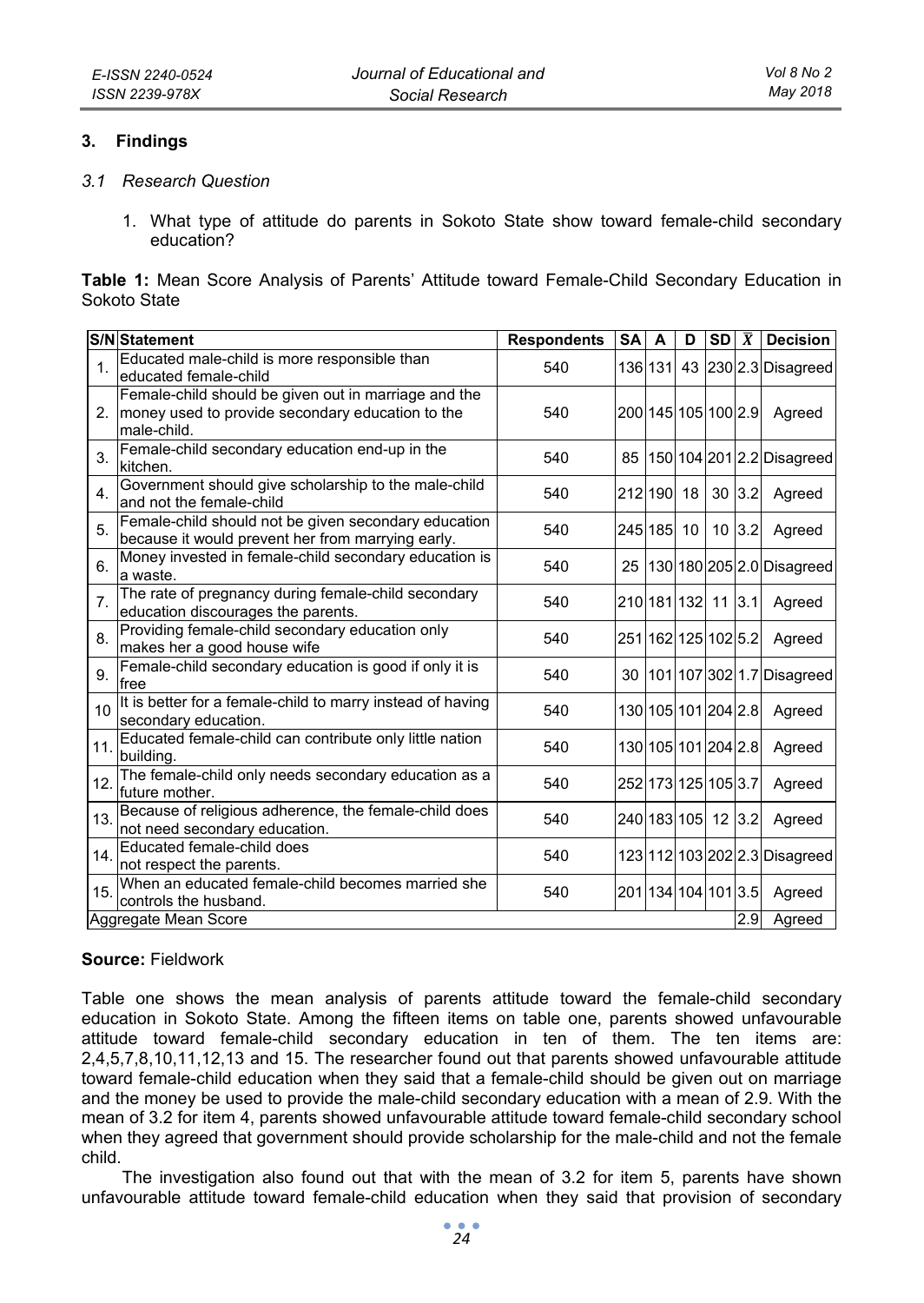## 3. Findings

### *3.1 Research Question*

1. What type of attitude do parents in Sokoto State show toward female-child secondary education?

**Table 1:** Mean Score Analysis of Parents' Attitude toward Female-Child Secondary Education in Sokoto State

| S/N | Statement | Respondents | SA | A | D | SD | $\bar{X}$ | Decision |
|---|---|---|---|---|---|---|---|---|
| 1. | Educated male-child is more responsible than educated female-child | 540 | 136 | 131 | 43 | 230 | 2.3 | Disagreed |
| 2. | Female-child should be given out in marriage and the money used to provide secondary education to the male-child. | 540 | 200 | 145 | 105 | 100 | 2.9 | Agreed |
| 3. | Female-child secondary education end-up in the kitchen. | 540 | 85 | 150 | 104 | 201 | 2.2 | Disagreed |
| 4. | Government should give scholarship to the male-child and not the female-child | 540 | 212 | 190 | 18 | 30 | 3.2 | Agreed |
| 5. | Female-child should not be given secondary education because it would prevent her from marrying early. | 540 | 245 | 185 | 10 | 10 | 3.2 | Agreed |
| 6. | Money invested in female-child secondary education is a waste. | 540 | 25 | 130 | 180 | 205 | 2.0 | Disagreed |
| 7. | The rate of pregnancy during female-child secondary education discourages the parents. | 540 | 210 | 181 | 132 | 11 | 3.1 | Agreed |
| 8. | Providing female-child secondary education only makes her a good house wife | 540 | 251 | 162 | 125 | 102 | 5.2 | Agreed |
| 9. | Female-child secondary education is good if only it is free | 540 | 30 | 101 | 107 | 302 | 1.7 | Disagreed |
| 10 | It is better for a female-child to marry instead of having secondary education. | 540 | 130 | 105 | 101 | 204 | 2.8 | Agreed |
| 11. | Educated female-child can contribute only little nation building. | 540 | 130 | 105 | 101 | 204 | 2.8 | Agreed |
| 12. | The female-child only needs secondary education as a future mother. | 540 | 252 | 173 | 125 | 105 | 3.7 | Agreed |
| 13. | Because of religious adherence, the female-child does not need secondary education. | 540 | 240 | 183 | 105 | 12 | 3.2 | Agreed |
| 14. | Educated female-child does not respect the parents. | 540 | 123 | 112 | 103 | 202 | 2.3 | Disagreed |
| 15. | When an educated female-child becomes married she controls the husband. | 540 | 201 | 134 | 104 | 101 | 3.5 | Agreed |
| Aggregate Mean Score | | | | | | | 2.9 | Agreed |

**Source:** Fieldwork

Table one shows the mean analysis of parents attitude toward the female-child secondary education in Sokoto State. Among the fifteen items on table one, parents showed unfavourable attitude toward female-child secondary education in ten of them. The ten items are: 2,4,5,7,8,10,11,12,13 and 15. The researcher found out that parents showed unfavourable attitude toward female-child education when they said that a female-child should be given out on marriage and the money be used to provide the male-child secondary education with a mean of 2.9. With the mean of 3.2 for item 4, parents showed unfavourable attitude toward female-child secondary school when they agreed that government should provide scholarship for the male-child and not the female child.

The investigation also found out that with the mean of 3.2 for item 5, parents have shown unfavourable attitude toward female-child education when they said that provision of secondary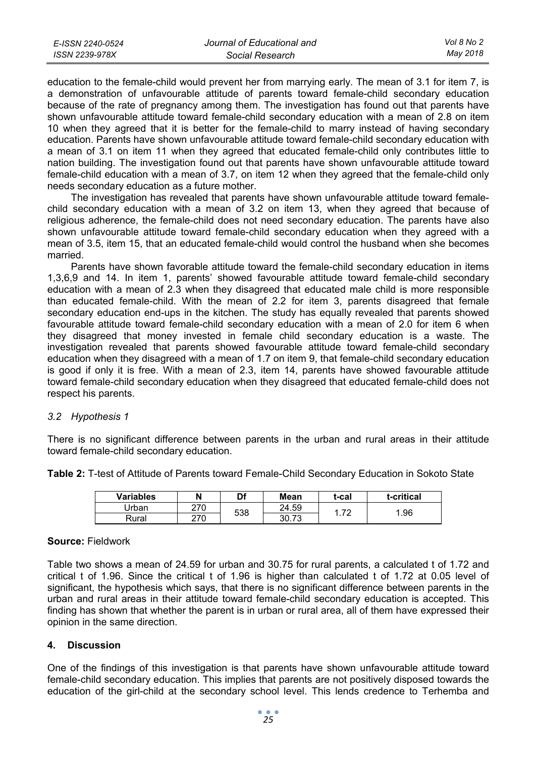education to the female-child would prevent her from marrying early. The mean of 3.1 for item 7, is a demonstration of unfavourable attitude of parents toward female-child secondary education because of the rate of pregnancy among them. The investigation has found out that parents have shown unfavourable attitude toward female-child secondary education with a mean of 2.8 on item 10 when they agreed that it is better for the female-child to marry instead of having secondary education. Parents have shown unfavourable attitude toward female-child secondary education with a mean of 3.1 on item 11 when they agreed that educated female-child only contributes little to nation building. The investigation found out that parents have shown unfavourable attitude toward female-child education with a mean of 3.7, on item 12 when they agreed that the female-child only needs secondary education as a future mother.

The investigation has revealed that parents have shown unfavourable attitude toward female-child secondary education with a mean of 3.2 on item 13, when they agreed that because of religious adherence, the female-child does not need secondary education. The parents have also shown unfavourable attitude toward female-child secondary education when they agreed with a mean of 3.5, item 15, that an educated female-child would control the husband when she becomes married.

Parents have shown favorable attitude toward the female-child secondary education in items 1,3,6,9 and 14. In item 1, parents' showed favourable attitude toward female-child secondary education with a mean of 2.3 when they disagreed that educated male child is more responsible than educated female-child. With the mean of 2.2 for item 3, parents disagreed that female secondary education end-ups in the kitchen. The study has equally revealed that parents showed favourable attitude toward female-child secondary education with a mean of 2.0 for item 6 when they disagreed that money invested in female child secondary education is a waste. The investigation revealed that parents showed favourable attitude toward female-child secondary education when they disagreed with a mean of 1.7 on item 9, that female-child secondary education is good if only it is free. With a mean of 2.3, item 14, parents have showed favourable attitude toward female-child secondary education when they disagreed that educated female-child does not respect his parents.

### *3.2 Hypothesis 1*

There is no significant difference between parents in the urban and rural areas in their attitude toward female-child secondary education.

**Table 2:** T-test of Attitude of Parents toward Female-Child Secondary Education in Sokoto State

| Variables | N | Df | Mean | t-cal | t-critical |
|---|---|---|---|---|---|
| Urban | 270 | 538 | 24.59 | 1.72 | 1.96 |
| Rural | 270 | | 30.73 | | |

**Source:** Fieldwork

Table two shows a mean of 24.59 for urban and 30.75 for rural parents, a calculated t of 1.72 and critical t of 1.96. Since the critical t of 1.96 is higher than calculated t of 1.72 at 0.05 level of significant, the hypothesis which says, that there is no significant difference between parents in the urban and rural areas in their attitude toward female-child secondary education is accepted. This finding has shown that whether the parent is in urban or rural area, all of them have expressed their opinion in the same direction.

## 4. Discussion

One of the findings of this investigation is that parents have shown unfavourable attitude toward female-child secondary education. This implies that parents are not positively disposed towards the education of the girl-child at the secondary school level. This lends credence to Terhemba and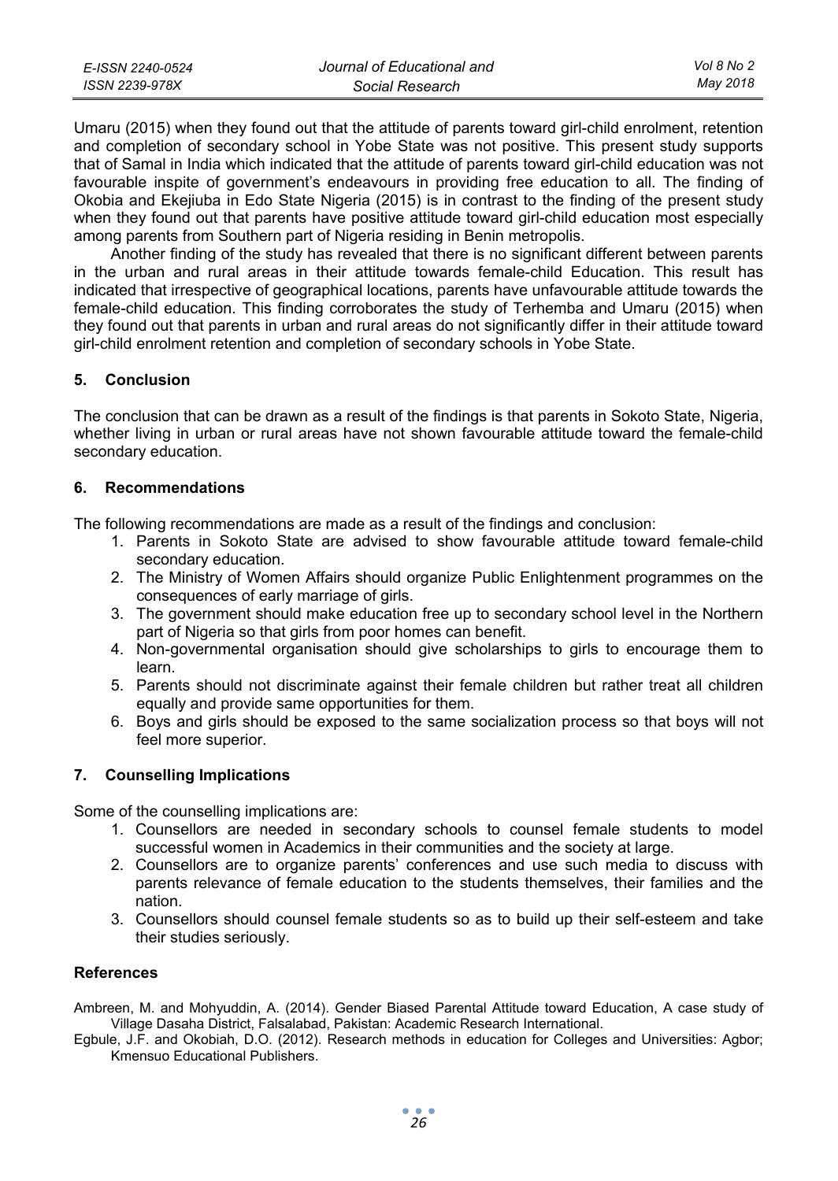Umaru (2015) when they found out that the attitude of parents toward girl-child enrolment, retention and completion of secondary school in Yobe State was not positive. This present study supports that of Samal in India which indicated that the attitude of parents toward girl-child education was not favourable inspite of government's endeavours in providing free education to all. The finding of Okobia and Ekejiuba in Edo State Nigeria (2015) is in contrast to the finding of the present study when they found out that parents have positive attitude toward girl-child education most especially among parents from Southern part of Nigeria residing in Benin metropolis.

Another finding of the study has revealed that there is no significant different between parents in the urban and rural areas in their attitude towards female-child Education. This result has indicated that irrespective of geographical locations, parents have unfavourable attitude towards the female-child education. This finding corroborates the study of Terhemba and Umaru (2015) when they found out that parents in urban and rural areas do not significantly differ in their attitude toward girl-child enrolment retention and completion of secondary schools in Yobe State.

## 5. Conclusion

The conclusion that can be drawn as a result of the findings is that parents in Sokoto State, Nigeria, whether living in urban or rural areas have not shown favourable attitude toward the female-child secondary education.

## 6. Recommendations

The following recommendations are made as a result of the findings and conclusion:

1. Parents in Sokoto State are advised to show favourable attitude toward female-child secondary education.
2. The Ministry of Women Affairs should organize Public Enlightenment programmes on the consequences of early marriage of girls.
3. The government should make education free up to secondary school level in the Northern part of Nigeria so that girls from poor homes can benefit.
4. Non-governmental organisation should give scholarships to girls to encourage them to learn.
5. Parents should not discriminate against their female children but rather treat all children equally and provide same opportunities for them.
6. Boys and girls should be exposed to the same socialization process so that boys will not feel more superior.

## 7. Counselling Implications

Some of the counselling implications are:

1. Counsellors are needed in secondary schools to counsel female students to model successful women in Academics in their communities and the society at large.
2. Counsellors are to organize parents' conferences and use such media to discuss with parents relevance of female education to the students themselves, their families and the nation.
3. Counsellors should counsel female students so as to build up their self-esteem and take their studies seriously.

## References

Ambreen, M. and Mohyuddin, A. (2014). Gender Biased Parental Attitude toward Education, A case study of Village Dasaha District, Falsalabad, Pakistan: Academic Research International.

Egbule, J.F. and Okobiah, D.O. (2012). Research methods in education for Colleges and Universities: Agbor; Kmensuo Educational Publishers.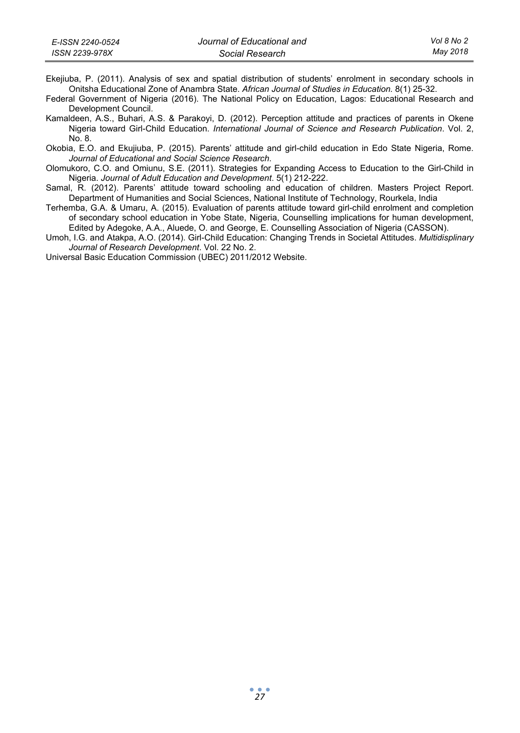Ekejiuba, P. (2011). Analysis of sex and spatial distribution of students' enrolment in secondary schools in Onitsha Educational Zone of Anambra State. *African Journal of Studies in Education.* 8(1) 25-32.

Federal Government of Nigeria (2016). The National Policy on Education, Lagos: Educational Research and Development Council.

Kamaldeen, A.S., Buhari, A.S. & Parakoyi, D. (2012). Perception attitude and practices of parents in Okene Nigeria toward Girl-Child Education. *International Journal of Science and Research Publication*. Vol. 2, No. 8.

Okobia, E.O. and Ekujiuba, P. (2015). Parents' attitude and girl-child education in Edo State Nigeria, Rome. *Journal of Educational and Social Science Research*.

Olomukoro, C.O. and Omiunu, S.E. (2011). Strategies for Expanding Access to Education to the Girl-Child in Nigeria. *Journal of Adult Education and Development*. 5(1) 212-222.

Samal, R. (2012). Parents' attitude toward schooling and education of children. Masters Project Report. Department of Humanities and Social Sciences, National Institute of Technology, Rourkela, India

Terhemba, G.A. & Umaru, A. (2015). Evaluation of parents attitude toward girl-child enrolment and completion of secondary school education in Yobe State, Nigeria, Counselling implications for human development, Edited by Adegoke, A.A., Aluede, O. and George, E. Counselling Association of Nigeria (CASSON).

Umoh, I.G. and Atakpa, A.O. (2014). Girl-Child Education: Changing Trends in Societal Attitudes. *Multidisplinary Journal of Research Development*. Vol. 22 No. 2.

Universal Basic Education Commission (UBEC) 2011/2012 Website.